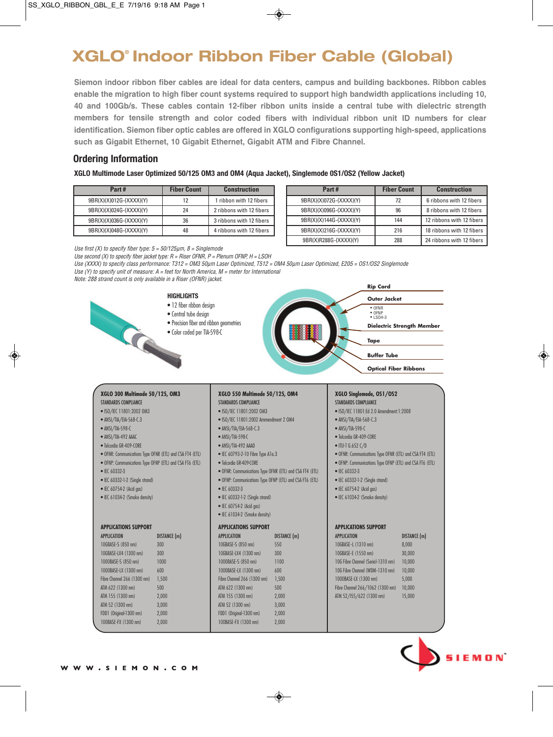# XGLO® Indoor Ribbon Fiber Cable (Global)

**Siemon indoor ribbon fiber cables are ideal for data centers, campus and building backbones. Ribbon cables enable the migration to high fiber count systems required to support high bandwidth applications including 10, 40 and 100Gb/s. These cables contain 12-fiber ribbon units inside a central tube with dielectric strength members for tensile strength and color coded fibers with individual ribbon unit ID numbers for clear identification. Siemon fiber optic cables are offered in XGLO configurations supporting high-speed, applications such as Gigabit Ethernet, 10 Gigabit Ethernet, Gigabit ATM and Fibre Channel.**

## Ordering Information

**XGLO Multimode Laser Optimized 50/125 OM3 and OM4 (Aqua Jacket), Singlemode OS1/OS2 (Yellow Jacket)**

| Part # | Fiber Count | Construction |
|---|---|---|
| 9BR(X)(X)012G-(XXXX)(Y) | 12 | 1 ribbon with 12 fibers |
| 9BR(X)(X)024G-(XXXX)(Y) | 24 | 2 ribbons with 12 fibers |
| 9BR(X)(X)036G-(XXXX)(Y) | 36 | 3 ribbons with 12 fibers |
| 9BR(X)(X)048G-(XXXX)(Y) | 48 | 4 ribbons with 12 fibers |
| 9BR(X)(X)072G-(XXXX)(Y) | 72 | 6 ribbons with 12 fibers |
| 9BR(X)(X)096G-(XXXX)(Y) | 96 | 8 ribbons with 12 fibers |
| 9BR(X)(X)144G-(XXXX)(Y) | 144 | 12 ribbons with 12 fibers |
| 9BR(X)(X)216G-(XXXX)(Y) | 216 | 18 ribbons with 12 fibers |
| 9BR(X)R288G-(XXXX)(Y) | 288 | 24 ribbons with 12 fibers |

*Use first (X) to specify fiber type: 5 = 50/125µm, 8 = Singlemode*
*Use second (X) to specify fiber jacket type: R = Riser OFNR, P = Plenum OFNP, H = LSOH*
*Use (XXXX) to specify class performance: T312 = OM3 50µm Laser Optimized, T512 = OM4 50µm Laser Optimized, E205 = OS1/OS2 Singlemode*
*Use (Y) to specify unit of measure: A = feet for North America, M = meter for International*
*Note: 288 strand count is only available in a Riser (OFNR) jacket.*

**HIGHLIGHTS**
- 12 fiber ribbon design
- Central tube design
- Precision fiber and ribbon geometries
- Color coded per TIA-598-C

**Rip Cord**
**Outer Jacket**
- OFNR
- OFNP
- LSOH-3

**Dielectric Strength Member**
**Tape**
**Buffer Tube**
**Optical Fiber Ribbons**

### XGLO 300 Multimode 50/125, OM3

STANDARDS COMPLIANCE
- ISO/IEC 11801:2002 OM3
- ANSI/TIA/EIA-568-C.3
- ANSI/TIA-598-C
- ANSI/TIA-492 AAAC
- Telcordia GR-409-CORE
- OFNR: Communications Type OFNR (ETL) and CSA FT4 (ETL)
- OFNP: Communications Type OFNP (ETL) and CSA FT6 (ETL)
- IEC 60332-3
- IEC 60332-1-2 (Single strand)
- IEC 60754-2 (Acid gas)
- IEC 61034-2 (Smoke density)

APPLICATIONS SUPPORT

| APPLICATION | DISTANCE (m) |
|---|---|
| 10GBASE-S (850 nm) | 300 |
| 10GBASE-LX4 (1300 nm) | 300 |
| 1000BASE-S (850 nm) | 1000 |
| 1000BASE-LX (1300 nm) | 600 |
| Fibre Channel 266 (1300 nm) | 1,500 |
| ATM 622 (1300 nm) | 500 |
| ATM 155 (1300 nm) | 2,000 |
| ATM 52 (1300 nm) | 3,000 |
| FDDI (Original-1300 nm) | 2,000 |
| 100BASE-FX (1300 nm) | 2,000 |

### XGLO 550 Multimode 50/125, OM4

STANDARDS COMPLIANCE
- ISO/IEC 11801:2002 OM3
- ISO/IEC 11801:2002 Ammendment 2 OM4
- ANSI/TIA/EIA-568-C.3
- ANSI/TIA-598-C
- ANSI/TIA-492 AAAD
- IEC 60793-2-10 Fibre Type A1a.3
- Telcordia GR-409-CORE
- OFNR: Communications Type OFNR (ETL) and CSA FT4 (ETL)
- OFNP: Communications Type OFNP (ETL) and CSA FT6 (ETL)
- IEC 60332-3
- IEC 60332-1-2 (Single strand)
- IEC 60754-2 (Acid gas)
- IEC 61034-2 (Smoke density)

APPLICATIONS SUPPORT

| APPLICATION | DISTANCE (m) |
|---|---|
| 10GBASE-S (850 nm) | 550 |
| 10GBASE-LX4 (1300 nm) | 300 |
| 1000BASE-S (850 nm) | 1100 |
| 1000BASE-LX (1300 nm) | 600 |
| Fibre Channel 266 (1300 nm) | 1,500 |
| ATM 622 (1300 nm) | 500 |
| ATM 155 (1300 nm) | 2,000 |
| ATM 52 (1300 nm) | 3,000 |
| FDDI (Original-1300 nm) | 2,000 |
| 100BASE-FX (1300 nm) | 2,000 |

### XGLO Singlemode, OS1/OS2

STANDARDS COMPLIANCE
- ISO/IEC 11801:Ed 2.0 Amendment:1:2008
- ANSI/TIA/EIA-568-C.3
- ANSI/TIA-598-C
- Telcordia GR-409-CORE
- ITU-T G.652 C/D
- OFNR: Communications Type OFNR (ETL) and CSA FT4 (ETL)
- OFNP: Communications Type OFNP (ETL) and CSA FT6 (ETL)
- IEC 60332-3
- IEC 60332-1-2 (Single strand)
- IEC 60754-2 (Acid gas)
- IEC 61034-2 (Smoke density)

APPLICATIONS SUPPORT

| APPLICATION | DISTANCE (m) |
|---|---|
| 10GBASE-L (1310 nm) | 8,000 |
| 10GBASE-E (1550 nm) | 30,000 |
| 10G Fibre Channel (Serial-1310 nm) | 10,000 |
| 10G Fibre Channel (WDM-1310 nm) | 10,000 |
| 1000BASE-LX (1300 nm) | 5,000 |
| Fibre Channel 266/1062 (1300 nm) | 10,000 |
| ATM 52/155/622 (1300 nm) | 15,000 |

WWW.SIEMON.COM

SIEMON™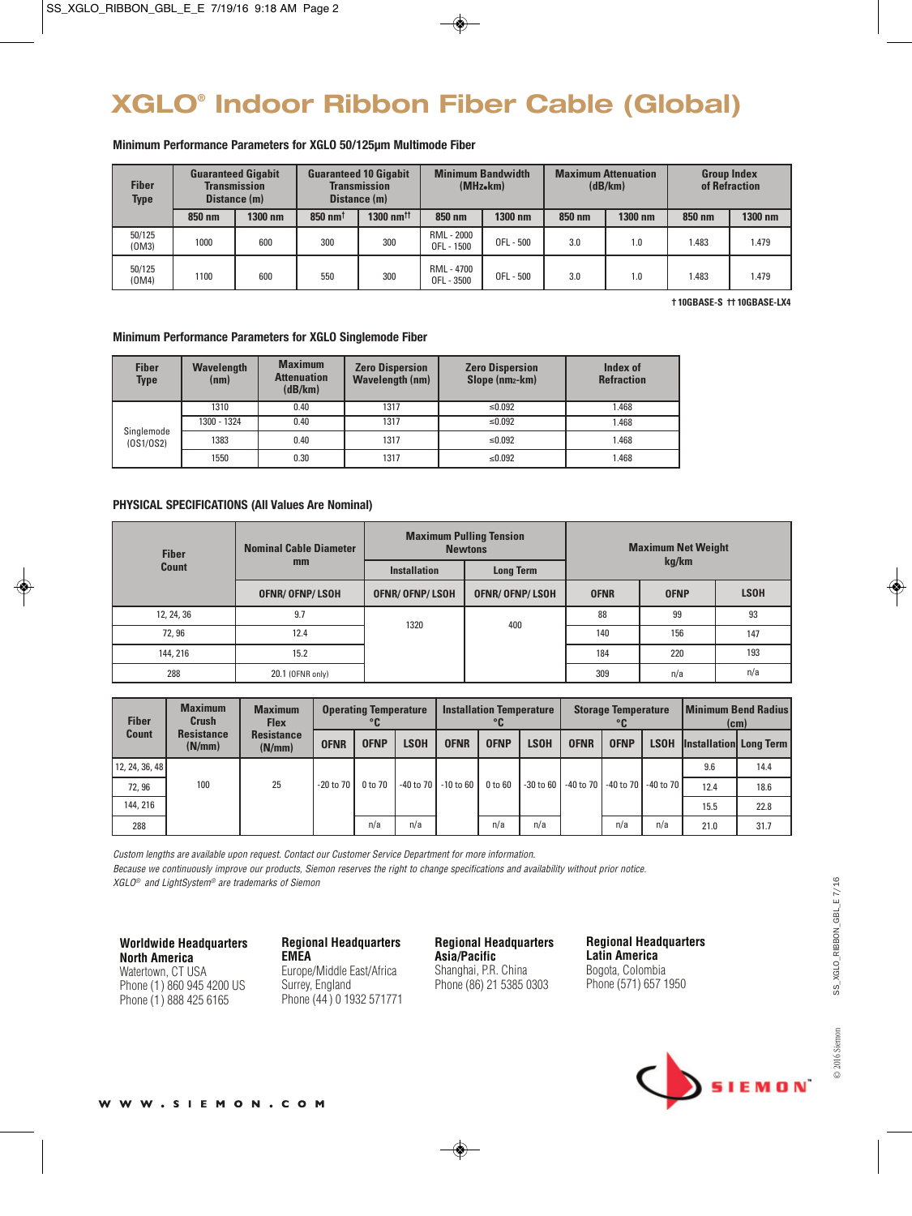# XGLO® Indoor Ribbon Fiber Cable (Global)

**Minimum Performance Parameters for XGLO 50/125µm Multimode Fiber**

| Fiber Type | Guaranteed Gigabit Transmission Distance (m) | | Guaranteed 10 Gigabit Transmission Distance (m) | | Minimum Bandwidth (MHz•km) | | Maximum Attenuation (dB/km) | | Group Index of Refraction | |
|---|---|---|---|---|---|---|---|---|---|---|
| | 850 nm | 1300 nm | 850 nm† | 1300 nm†† | 850 nm | 1300 nm | 850 nm | 1300 nm | 850 nm | 1300 nm |
| 50/125 (OM3) | 1000 | 600 | 300 | 300 | RML - 2000 OFL - 1500 | OFL - 500 | 3.0 | 1.0 | 1.483 | 1.479 |
| 50/125 (OM4) | 1100 | 600 | 550 | 300 | RML - 4700 OFL - 3500 | OFL - 500 | 3.0 | 1.0 | 1.483 | 1.479 |

† 10GBASE-S †† 10GBASE-LX4

**Minimum Performance Parameters for XGLO Singlemode Fiber**

| Fiber Type | Wavelength (nm) | Maximum Attenuation (dB/km) | Zero Dispersion Wavelength (nm) | Zero Dispersion Slope (nm2-km) | Index of Refraction |
|---|---|---|---|---|---|
| Singlemode (OS1/OS2) | 1310 | 0.40 | 1317 | ≤0.092 | 1.468 |
| | 1300 - 1324 | 0.40 | 1317 | ≤0.092 | 1.468 |
| | 1383 | 0.40 | 1317 | ≤0.092 | 1.468 |
| | 1550 | 0.30 | 1317 | ≤0.092 | 1.468 |

**PHYSICAL SPECIFICATIONS (All Values Are Nominal)**

| Fiber Count | Nominal Cable Diameter mm | Maximum Pulling Tension Newtons | | Maximum Net Weight kg/km | | |
|---|---|---|---|---|---|---|
| | | Installation | Long Term | | | |
| | OFNR/ OFNP/ LSOH | OFNR/ OFNP/ LSOH | OFNR/ OFNP/ LSOH | OFNR | OFNP | LSOH |
| 12, 24, 36 | 9.7 | 1320 | 400 | 88 | 99 | 93 |
| 72, 96 | 12.4 | | | 140 | 156 | 147 |
| 144, 216 | 15.2 | | | 184 | 220 | 193 |
| 288 | 20.1 (OFNR only) | | | 309 | n/a | n/a |

| Fiber Count | Maximum Crush Resistance (N/mm) | Maximum Flex Resistance (N/mm) | Operating Temperature °C | | | Installation Temperature °C | | | Storage Temperature °C | | | Minimum Bend Radius (cm) | |
|---|---|---|---|---|---|---|---|---|---|---|---|---|---|
| | | | OFNR | OFNP | LSOH | OFNR | OFNP | LSOH | OFNR | OFNP | LSOH | Installation | Long Term |
| 12, 24, 36, 48 | 100 | 25 | -20 to 70 | 0 to 70 | -40 to 70 | -10 to 60 | 0 to 60 | -30 to 60 | -40 to 70 | -40 to 70 | -40 to 70 | 9.6 | 14.4 |
| 72, 96 | | | | | | | | | | | | 12.4 | 18.6 |
| 144, 216 | | | | | | | | | | | | 15.5 | 22.8 |
| 288 | | | | n/a | n/a | | n/a | n/a | | n/a | n/a | 21.0 | 31.7 |

*Custom lengths are available upon request. Contact our Customer Service Department for more information.*
*Because we continuously improve our products, Siemon reserves the right to change specifications and availability without prior notice.*
*XGLO® and LightSystem® are trademarks of Siemon*

**Worldwide Headquarters North America**
Watertown, CT USA
Phone (1) 860 945 4200 US
Phone (1) 888 425 6165

**Regional Headquarters EMEA**
Europe/Middle East/Africa
Surrey, England
Phone (44) 0 1932 571771

**Regional Headquarters Asia/Pacific**
Shanghai, P.R. China
Phone (86) 21 5385 0303

**Regional Headquarters Latin America**
Bogota, Colombia
Phone (571) 657 1950

SS_XGLO_RIBBON_GBL_E 7/16

© 2016 Siemon

SIEMON

WWW.SIEMON.COM